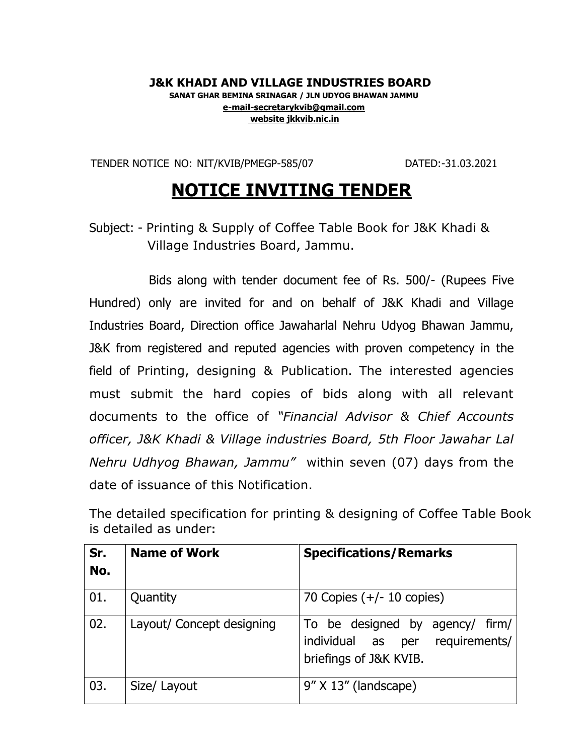**J&K KHADI AND VILLAGE INDUSTRIES BOARD**
**SANAT GHAR BEMINA SRINAGAR / JLN UDYOG BHAWAN JAMMU**
**e-mail-secretarykvib@gmail.com**
**website jkkvib.nic.in**

TENDER NOTICE NO: NIT/KVIB/PMEGP-585/07 DATED:-31.03.2021

# NOTICE INVITING TENDER

Subject: - Printing & Supply of Coffee Table Book for J&K Khadi & Village Industries Board, Jammu.

Bids along with tender document fee of Rs. 500/- (Rupees Five Hundred) only are invited for and on behalf of J&K Khadi and Village Industries Board, Direction office Jawaharlal Nehru Udyog Bhawan Jammu, J&K from registered and reputed agencies with proven competency in the field of Printing, designing & Publication. The interested agencies must submit the hard copies of bids along with all relevant documents to the office of *"Financial Advisor & Chief Accounts officer, J&K Khadi & Village industries Board, 5th Floor Jawahar Lal Nehru Udhyog Bhawan, Jammu"* within seven (07) days from the date of issuance of this Notification.

The detailed specification for printing & designing of Coffee Table Book is detailed as under:

| Sr. No. | Name of Work | Specifications/Remarks |
|---|---|---|
| 01. | Quantity | 70 Copies (+/- 10 copies) |
| 02. | Layout/ Concept designing | To be designed by agency/ firm/ individual as per requirements/ briefings of J&K KVIB. |
| 03. | Size/ Layout | 9" X 13" (landscape) |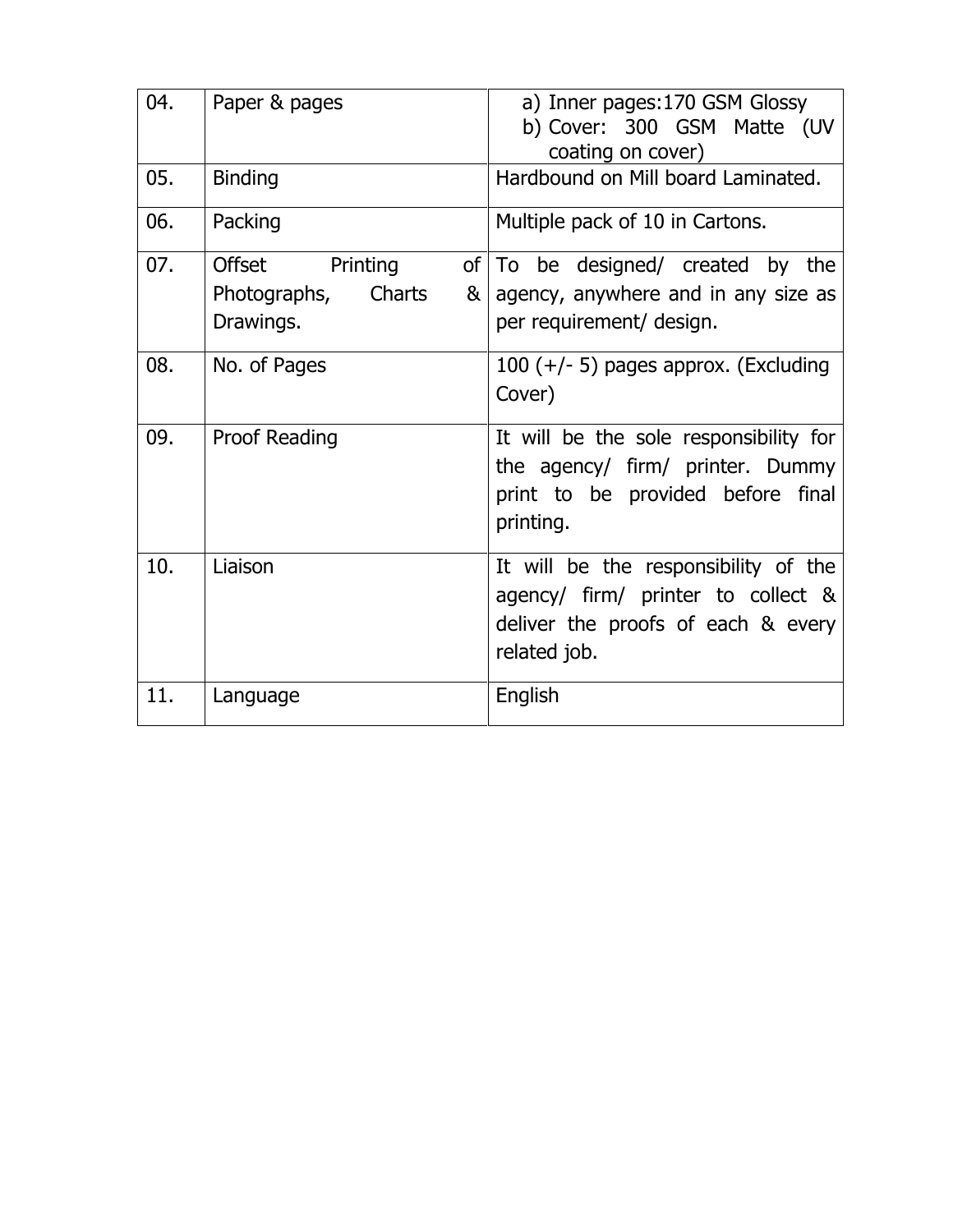| 04. | Paper & pages | a) Inner pages:170 GSM Glossy<br>b) Cover: 300 GSM Matte (UV coating on cover) |
|---|---|---|
| 05. | Binding | Hardbound on Mill board Laminated. |
| 06. | Packing | Multiple pack of 10 in Cartons. |
| 07. | Offset Printing of Photographs, Charts & Drawings. | To be designed/ created by the agency, anywhere and in any size as per requirement/ design. |
| 08. | No. of Pages | 100 (+/- 5) pages approx. (Excluding Cover) |
| 09. | Proof Reading | It will be the sole responsibility for the agency/ firm/ printer. Dummy print to be provided before final printing. |
| 10. | Liaison | It will be the responsibility of the agency/ firm/ printer to collect & deliver the proofs of each & every related job. |
| 11. | Language | English |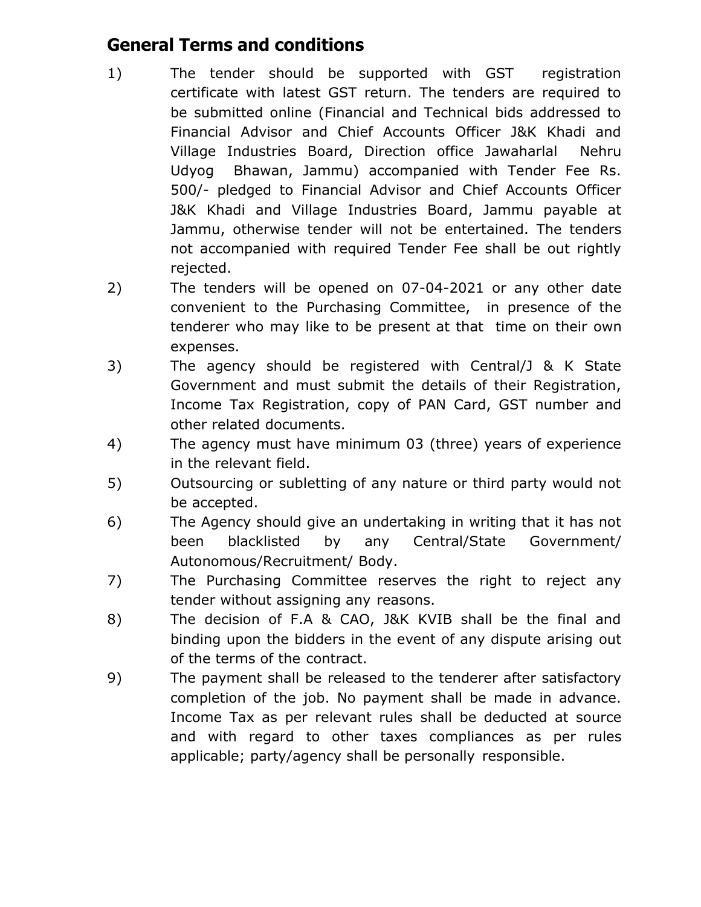## General Terms and conditions

1) The tender should be supported with GST registration certificate with latest GST return. The tenders are required to be submitted online (Financial and Technical bids addressed to Financial Advisor and Chief Accounts Officer J&K Khadi and Village Industries Board, Direction office Jawaharlal Nehru Udyog Bhawan, Jammu) accompanied with Tender Fee Rs. 500/- pledged to Financial Advisor and Chief Accounts Officer J&K Khadi and Village Industries Board, Jammu payable at Jammu, otherwise tender will not be entertained. The tenders not accompanied with required Tender Fee shall be out rightly rejected.
2) The tenders will be opened on 07-04-2021 or any other date convenient to the Purchasing Committee, in presence of the tenderer who may like to be present at that time on their own expenses.
3) The agency should be registered with Central/J & K State Government and must submit the details of their Registration, Income Tax Registration, copy of PAN Card, GST number and other related documents.
4) The agency must have minimum 03 (three) years of experience in the relevant field.
5) Outsourcing or subletting of any nature or third party would not be accepted.
6) The Agency should give an undertaking in writing that it has not been blacklisted by any Central/State Government/ Autonomous/Recruitment/ Body.
7) The Purchasing Committee reserves the right to reject any tender without assigning any reasons.
8) The decision of F.A & CAO, J&K KVIB shall be the final and binding upon the bidders in the event of any dispute arising out of the terms of the contract.
9) The payment shall be released to the tenderer after satisfactory completion of the job. No payment shall be made in advance. Income Tax as per relevant rules shall be deducted at source and with regard to other taxes compliances as per rules applicable; party/agency shall be personally responsible.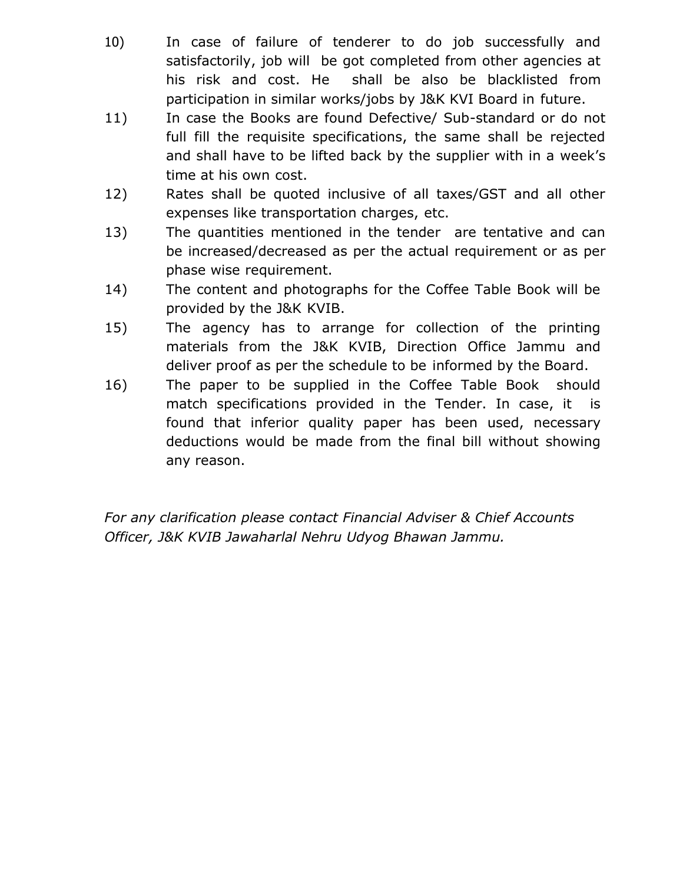10) In case of failure of tenderer to do job successfully and satisfactorily, job will be got completed from other agencies at his risk and cost. He shall be also be blacklisted from participation in similar works/jobs by J&K KVI Board in future.

11) In case the Books are found Defective/ Sub-standard or do not full fill the requisite specifications, the same shall be rejected and shall have to be lifted back by the supplier with in a week's time at his own cost.

12) Rates shall be quoted inclusive of all taxes/GST and all other expenses like transportation charges, etc.

13) The quantities mentioned in the tender are tentative and can be increased/decreased as per the actual requirement or as per phase wise requirement.

14) The content and photographs for the Coffee Table Book will be provided by the J&K KVIB.

15) The agency has to arrange for collection of the printing materials from the J&K KVIB, Direction Office Jammu and deliver proof as per the schedule to be informed by the Board.

16) The paper to be supplied in the Coffee Table Book should match specifications provided in the Tender. In case, it is found that inferior quality paper has been used, necessary deductions would be made from the final bill without showing any reason.

*For any clarification please contact Financial Adviser & Chief Accounts Officer, J&K KVIB Jawaharlal Nehru Udyog Bhawan Jammu.*